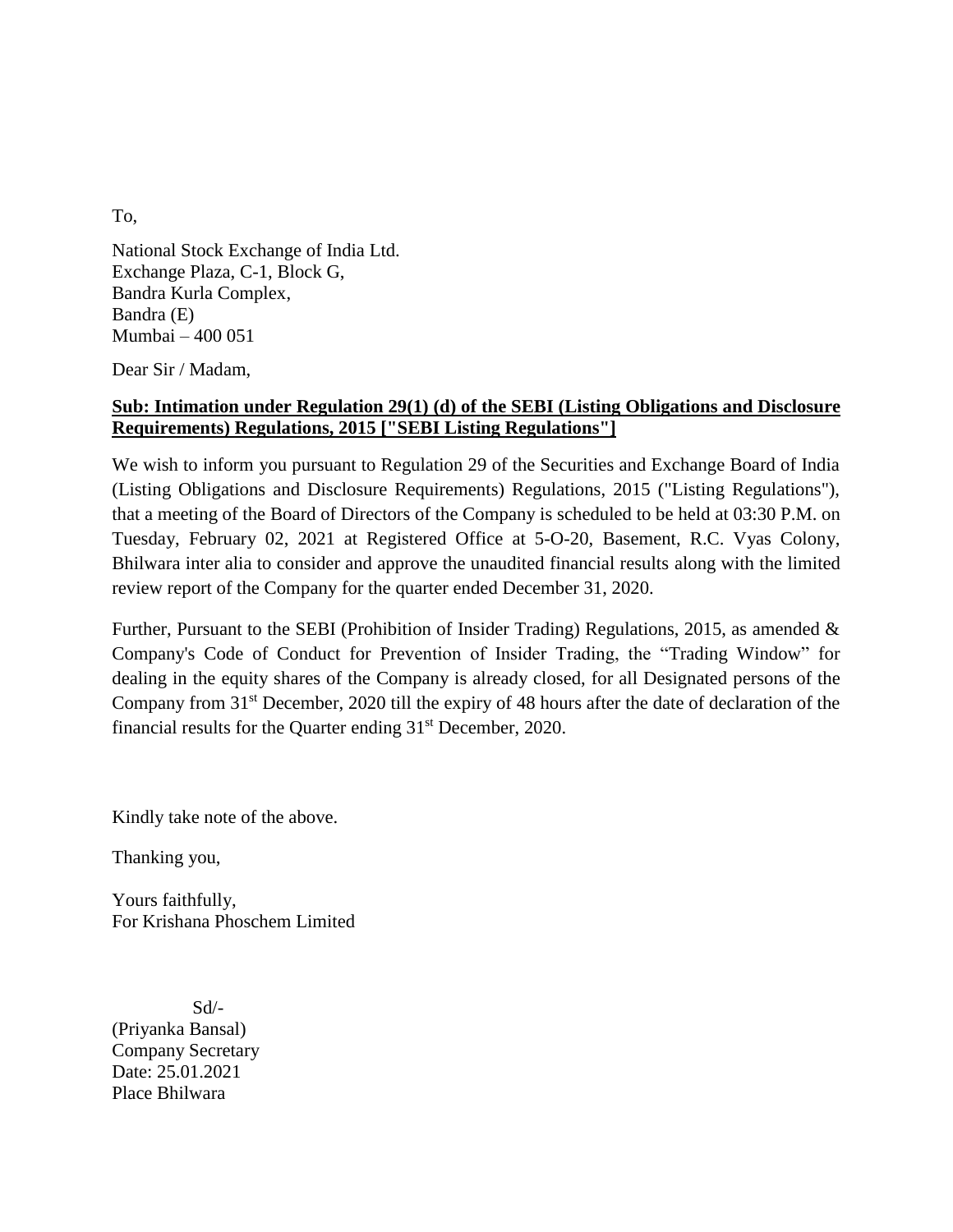To,

National Stock Exchange of India Ltd.
Exchange Plaza, C-1, Block G,
Bandra Kurla Complex,
Bandra (E)
Mumbai – 400 051

Dear Sir / Madam,

**Sub: Intimation under Regulation 29(1) (d) of the SEBI (Listing Obligations and Disclosure Requirements) Regulations, 2015 ["SEBI Listing Regulations"]**

We wish to inform you pursuant to Regulation 29 of the Securities and Exchange Board of India (Listing Obligations and Disclosure Requirements) Regulations, 2015 ("Listing Regulations"), that a meeting of the Board of Directors of the Company is scheduled to be held at 03:30 P.M. on Tuesday, February 02, 2021 at Registered Office at 5-O-20, Basement, R.C. Vyas Colony, Bhilwara inter alia to consider and approve the unaudited financial results along with the limited review report of the Company for the quarter ended December 31, 2020.

Further, Pursuant to the SEBI (Prohibition of Insider Trading) Regulations, 2015, as amended & Company's Code of Conduct for Prevention of Insider Trading, the "Trading Window" for dealing in the equity shares of the Company is already closed, for all Designated persons of the Company from 31st December, 2020 till the expiry of 48 hours after the date of declaration of the financial results for the Quarter ending 31st December, 2020.

Kindly take note of the above.

Thanking you,

Yours faithfully,
For Krishana Phoschem Limited

Sd/-
(Priyanka Bansal)
Company Secretary
Date: 25.01.2021
Place Bhilwara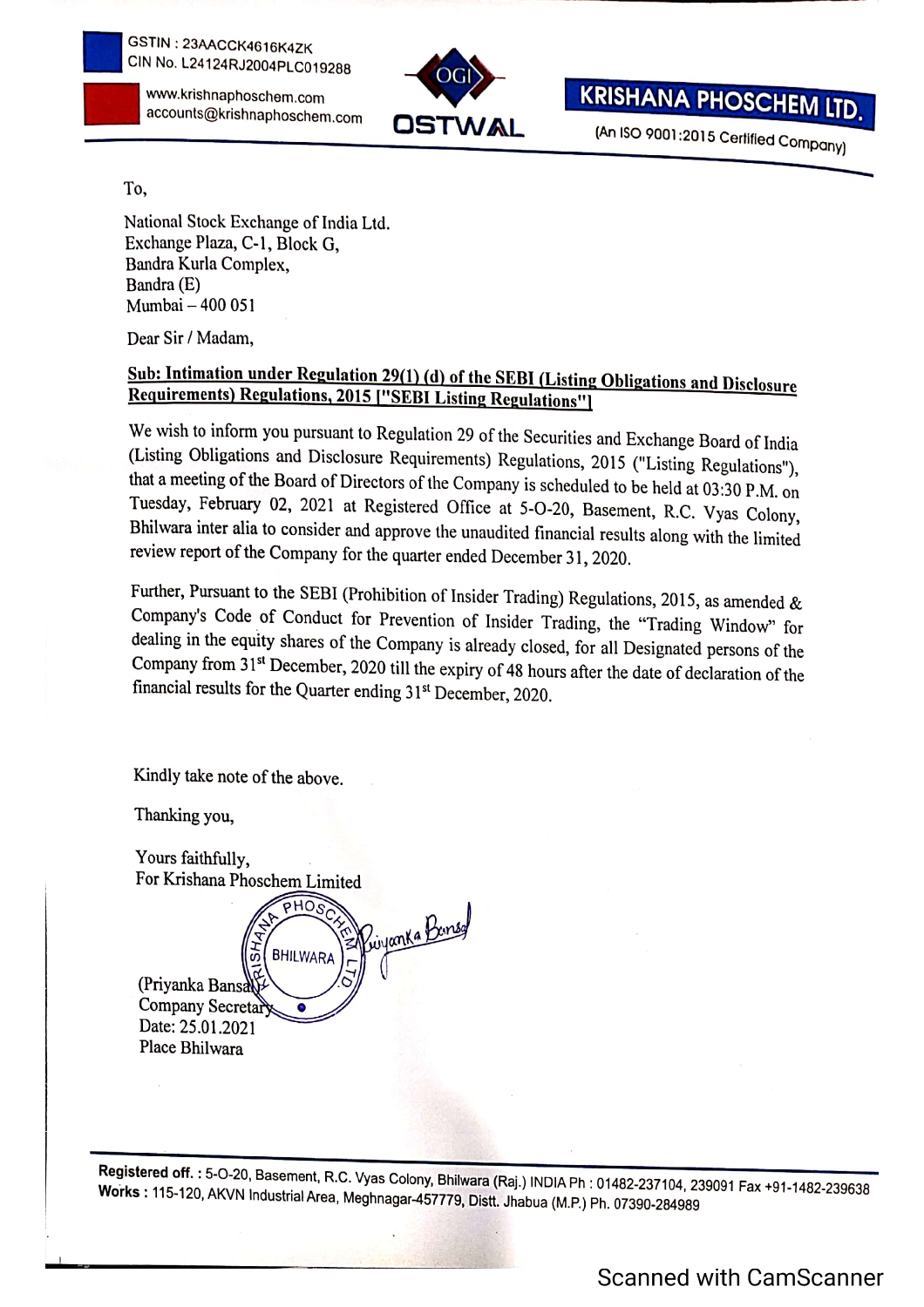GSTIN : 23AACCK4616K4ZK
CIN No. L24124RJ2004PLC019288

www.krishnaphoschem.com
accounts@krishnaphoschem.com

OGI OSTWAL

**KRISHANA PHOSCHEM LTD.**
(An ISO 9001:2015 Certified Company)

To,

National Stock Exchange of India Ltd.
Exchange Plaza, C-1, Block G,
Bandra Kurla Complex,
Bandra (E)
Mumbai – 400 051

Dear Sir / Madam,

**Sub: Intimation under Regulation 29(1) (d) of the SEBI (Listing Obligations and Disclosure Requirements) Regulations, 2015 ["SEBI Listing Regulations"]**

We wish to inform you pursuant to Regulation 29 of the Securities and Exchange Board of India (Listing Obligations and Disclosure Requirements) Regulations, 2015 ("Listing Regulations"), that a meeting of the Board of Directors of the Company is scheduled to be held at 03:30 P.M. on Tuesday, February 02, 2021 at Registered Office at 5-O-20, Basement, R.C. Vyas Colony, Bhilwara inter alia to consider and approve the unaudited financial results along with the limited review report of the Company for the quarter ended December 31, 2020.

Further, Pursuant to the SEBI (Prohibition of Insider Trading) Regulations, 2015, as amended & Company's Code of Conduct for Prevention of Insider Trading, the "Trading Window" for dealing in the equity shares of the Company is already closed, for all Designated persons of the Company from 31st December, 2020 till the expiry of 48 hours after the date of declaration of the financial results for the Quarter ending 31st December, 2020.

Kindly take note of the above.

Thanking you,

Yours faithfully,
For Krishana Phoschem Limited

(Priyanka Bansal)
Company Secretary
Date: 25.01.2021
Place Bhilwara

Registered off. : 5-O-20, Basement, R.C. Vyas Colony, Bhilwara (Raj.) INDIA Ph : 01482-237104, 239091 Fax +91-1482-239638
Works : 115-120, AKVN Industrial Area, Meghnagar-457779, Distt. Jhabua (M.P.) Ph. 07390-284989